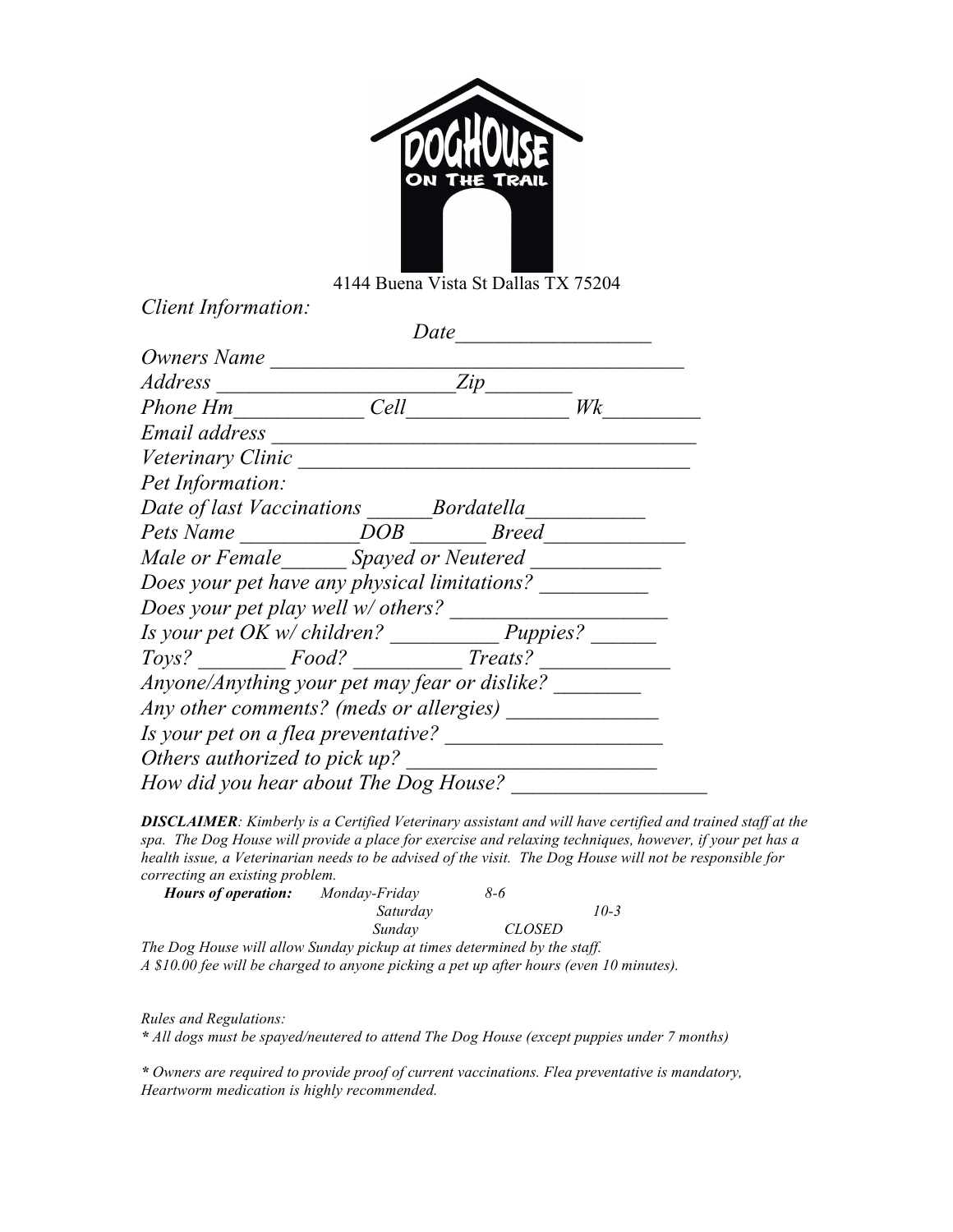DOGHOUSE ON THE TRAIL

4144 Buena Vista St Dallas TX 75204

*Client Information:*

*Date__________________*

*Owners Name ________________________________________*

*Address ______________________Zip________*

*Phone Hm____________ Cell_______________ Wk_________*

*Email address _________________________________________*

*Veterinary Clinic ____________________________________*

*Pet Information:*

*Date of last Vaccinations ______Bordatella___________*

*Pets Name ___________DOB _______ Breed_____________*

*Male or Female______ Spayed or Neutered ____________*

*Does your pet have any physical limitations? __________*

*Does your pet play well w/ others? ____________________*

*Is your pet OK w/ children? __________ Puppies? ______*

*Toys? ________ Food? __________ Treats? ____________*

*Anyone/Anything your pet may fear or dislike? ________*

*Any other comments? (meds or allergies) ______________*

*Is your pet on a flea preventative? ____________________*

*Others authorized to pick up? ________________________*

*How did you hear about The Dog House? __________________*

***DISCLAIMER**: Kimberly is a Certified Veterinary assistant and will have certified and trained staff at the spa. The Dog House will provide a place for exercise and relaxing techniques, however, if your pet has a health issue, a Veterinarian needs to be advised of the visit. The Dog House will not be responsible for correcting an existing problem.*

***Hours of operation:***

| | |
|---|---|
| *Monday-Friday* | *8-6* |
| *Saturday* | *10-3* |
| *Sunday* | *CLOSED* |

*The Dog House will allow Sunday pickup at times determined by the staff.*
*A $10.00 fee will be charged to anyone picking a pet up after hours (even 10 minutes).*

*Rules and Regulations:*

*\* All dogs must be spayed/neutered to attend The Dog House (except puppies under 7 months)*

*\* Owners are required to provide proof of current vaccinations. Flea preventative is mandatory, Heartworm medication is highly recommended.*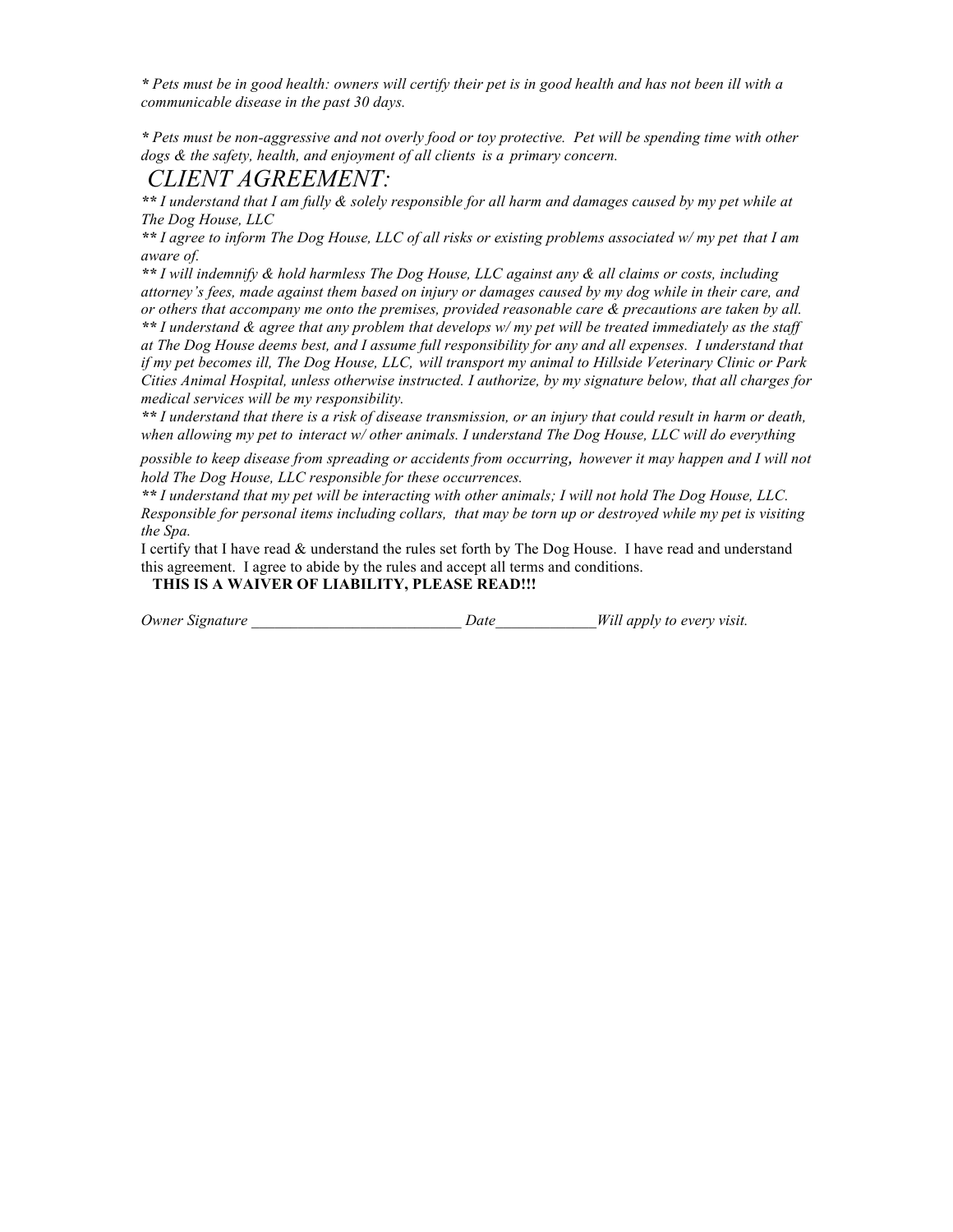*\* Pets must be in good health: owners will certify their pet is in good health and has not been ill with a communicable disease in the past 30 days.*

*\* Pets must be non-aggressive and not overly food or toy protective. Pet will be spending time with other dogs & the safety, health, and enjoyment of all clients is a primary concern.*

## *CLIENT AGREEMENT:*

*\*\* I understand that I am fully & solely responsible for all harm and damages caused by my pet while at The Dog House, LLC*

*\*\* I agree to inform The Dog House, LLC of all risks or existing problems associated w/ my pet that I am aware of.*

*\*\* I will indemnify & hold harmless The Dog House, LLC against any & all claims or costs, including attorney's fees, made against them based on injury or damages caused by my dog while in their care, and or others that accompany me onto the premises, provided reasonable care & precautions are taken by all.*

*\*\* I understand & agree that any problem that develops w/ my pet will be treated immediately as the staff at The Dog House deems best, and I assume full responsibility for any and all expenses. I understand that if my pet becomes ill, The Dog House, LLC, will transport my animal to Hillside Veterinary Clinic or Park Cities Animal Hospital, unless otherwise instructed. I authorize, by my signature below, that all charges for medical services will be my responsibility.*

*\*\* I understand that there is a risk of disease transmission, or an injury that could result in harm or death, when allowing my pet to interact w/ other animals. I understand The Dog House, LLC will do everything possible to keep disease from spreading or accidents from occurring, however it may happen and I will not hold The Dog House, LLC responsible for these occurrences.*

*\*\* I understand that my pet will be interacting with other animals; I will not hold The Dog House, LLC. Responsible for personal items including collars, that may be torn up or destroyed while my pet is visiting the Spa.*

I certify that I have read & understand the rules set forth by The Dog House. I have read and understand this agreement. I agree to abide by the rules and accept all terms and conditions.

**THIS IS A WAIVER OF LIABILITY, PLEASE READ!!!**

*Owner Signature ___________________________ Date_____________Will apply to every visit.*